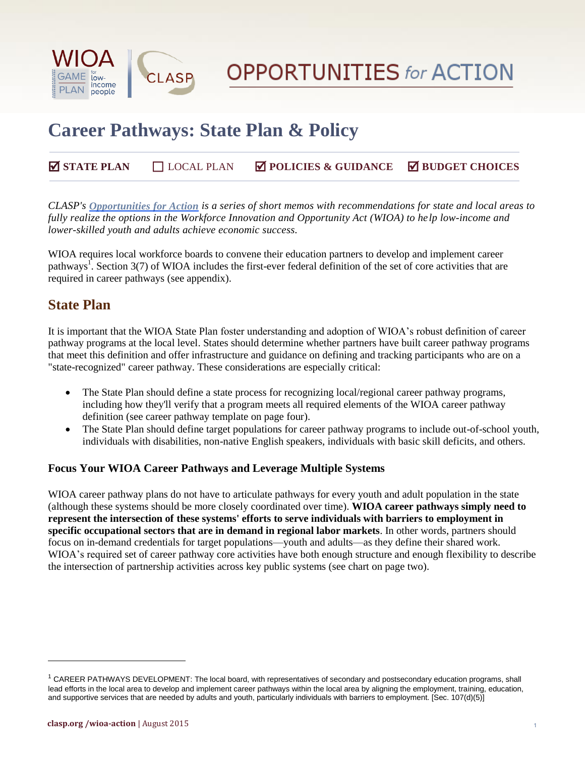WIOA GAME PLAN for low-income people | CLASP

# OPPORTUNITIES for ACTION

# Career Pathways: State Plan & Policy

☑ **STATE PLAN** ☐ LOCAL PLAN ☑ **POLICIES & GUIDANCE** ☑ **BUDGET CHOICES**

*CLASP's **Opportunities for Action** is a series of short memos with recommendations for state and local areas to fully realize the options in the Workforce Innovation and Opportunity Act (WIOA) to help low-income and lower-skilled youth and adults achieve economic success.*

WIOA requires local workforce boards to convene their education partners to develop and implement career pathways[1]. Section 3(7) of WIOA includes the first-ever federal definition of the set of core activities that are required in career pathways (see appendix).

## State Plan

It is important that the WIOA State Plan foster understanding and adoption of WIOA's robust definition of career pathway programs at the local level. States should determine whether partners have built career pathway programs that meet this definition and offer infrastructure and guidance on defining and tracking participants who are on a "state-recognized" career pathway. These considerations are especially critical:

- The State Plan should define a state process for recognizing local/regional career pathway programs, including how they'll verify that a program meets all required elements of the WIOA career pathway definition (see career pathway template on page four).
- The State Plan should define target populations for career pathway programs to include out-of-school youth, individuals with disabilities, non-native English speakers, individuals with basic skill deficits, and others.

### Focus Your WIOA Career Pathways and Leverage Multiple Systems

WIOA career pathway plans do not have to articulate pathways for every youth and adult population in the state (although these systems should be more closely coordinated over time). **WIOA career pathways simply need to represent the intersection of these systems' efforts to serve individuals with barriers to employment in specific occupational sectors that are in demand in regional labor markets**. In other words, partners should focus on in-demand credentials for target populations—youth and adults—as they define their shared work. WIOA's required set of career pathway core activities have both enough structure and enough flexibility to describe the intersection of partnership activities across key public systems (see chart on page two).

---

[1] CAREER PATHWAYS DEVELOPMENT: The local board, with representatives of secondary and postsecondary education programs, shall lead efforts in the local area to develop and implement career pathways within the local area by aligning the employment, training, education, and supportive services that are needed by adults and youth, particularly individuals with barriers to employment. [Sec. 107(d)(5)]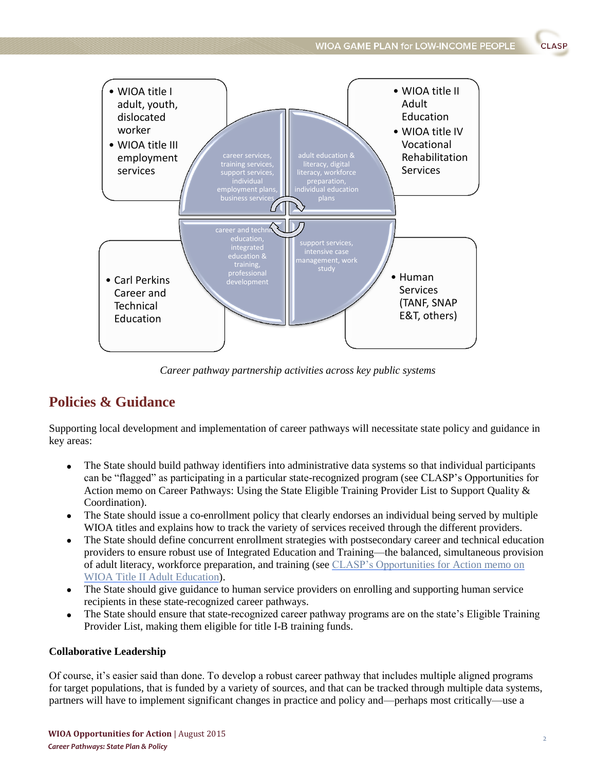- WIOA title I adult, youth, dislocated worker
- WIOA title III employment services

career services, training services, support services, individual employment plans, business services

- WIOA title II Adult Education
- WIOA title IV Vocational Rehabilitation Services

adult education & literacy, digital literacy, workforce preparation, individual education plans

- Carl Perkins Career and Technical Education

career and technical education, integrated education & training, professional development

- Human Services (TANF, SNAP E&T, others)

support services, intensive case management, work study

*Career pathway partnership activities across key public systems*

## Policies & Guidance

Supporting local development and implementation of career pathways will necessitate state policy and guidance in key areas:

- The State should build pathway identifiers into administrative data systems so that individual participants can be "flagged" as participating in a particular state-recognized program (see CLASP's Opportunities for Action memo on Career Pathways: Using the State Eligible Training Provider List to Support Quality & Coordination).
- The State should issue a co-enrollment policy that clearly endorses an individual being served by multiple WIOA titles and explains how to track the variety of services received through the different providers.
- The State should define concurrent enrollment strategies with postsecondary career and technical education providers to ensure robust use of Integrated Education and Training—the balanced, simultaneous provision of adult literacy, workforce preparation, and training (see CLASP's Opportunities for Action memo on WIOA Title II Adult Education).
- The State should give guidance to human service providers on enrolling and supporting human service recipients in these state-recognized career pathways.
- The State should ensure that state-recognized career pathway programs are on the state's Eligible Training Provider List, making them eligible for title I-B training funds.

**Collaborative Leadership**

Of course, it's easier said than done. To develop a robust career pathway that includes multiple aligned programs for target populations, that is funded by a variety of sources, and that can be tracked through multiple data systems, partners will have to implement significant changes in practice and policy and—perhaps most critically—use a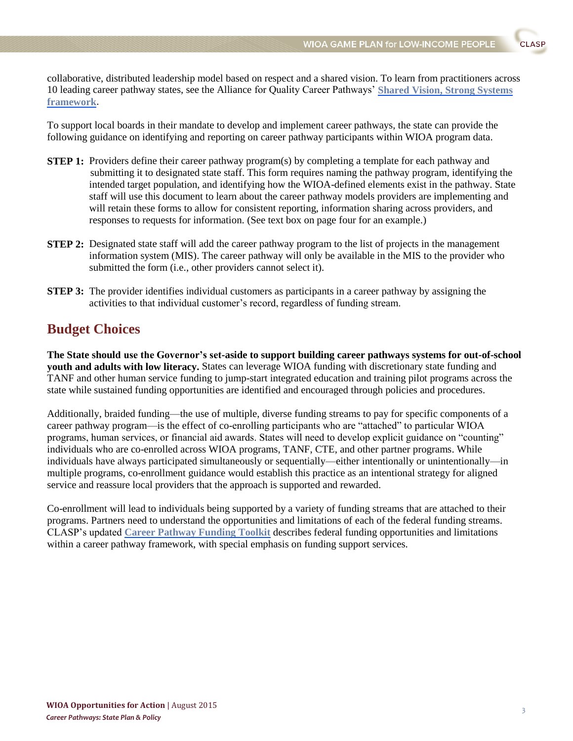collaborative, distributed leadership model based on respect and a shared vision. To learn from practitioners across 10 leading career pathway states, see the Alliance for Quality Career Pathways' **Shared Vision, Strong Systems framework**.

To support local boards in their mandate to develop and implement career pathways, the state can provide the following guidance on identifying and reporting on career pathway participants within WIOA program data.

**STEP 1:** Providers define their career pathway program(s) by completing a template for each pathway and submitting it to designated state staff. This form requires naming the pathway program, identifying the intended target population, and identifying how the WIOA-defined elements exist in the pathway. State staff will use this document to learn about the career pathway models providers are implementing and will retain these forms to allow for consistent reporting, information sharing across providers, and responses to requests for information. (See text box on page four for an example.)

**STEP 2:** Designated state staff will add the career pathway program to the list of projects in the management information system (MIS). The career pathway will only be available in the MIS to the provider who submitted the form (i.e., other providers cannot select it).

**STEP 3:** The provider identifies individual customers as participants in a career pathway by assigning the activities to that individual customer's record, regardless of funding stream.

## Budget Choices

**The State should use the Governor's set-aside to support building career pathways systems for out-of-school youth and adults with low literacy.** States can leverage WIOA funding with discretionary state funding and TANF and other human service funding to jump-start integrated education and training pilot programs across the state while sustained funding opportunities are identified and encouraged through policies and procedures.

Additionally, braided funding—the use of multiple, diverse funding streams to pay for specific components of a career pathway program—is the effect of co-enrolling participants who are "attached" to particular WIOA programs, human services, or financial aid awards. States will need to develop explicit guidance on "counting" individuals who are co-enrolled across WIOA programs, TANF, CTE, and other partner programs. While individuals have always participated simultaneously or sequentially—either intentionally or unintentionally—in multiple programs, co-enrollment guidance would establish this practice as an intentional strategy for aligned service and reassure local providers that the approach is supported and rewarded.

Co-enrollment will lead to individuals being supported by a variety of funding streams that are attached to their programs. Partners need to understand the opportunities and limitations of each of the federal funding streams. CLASP's updated **Career Pathway Funding Toolkit** describes federal funding opportunities and limitations within a career pathway framework, with special emphasis on funding support services.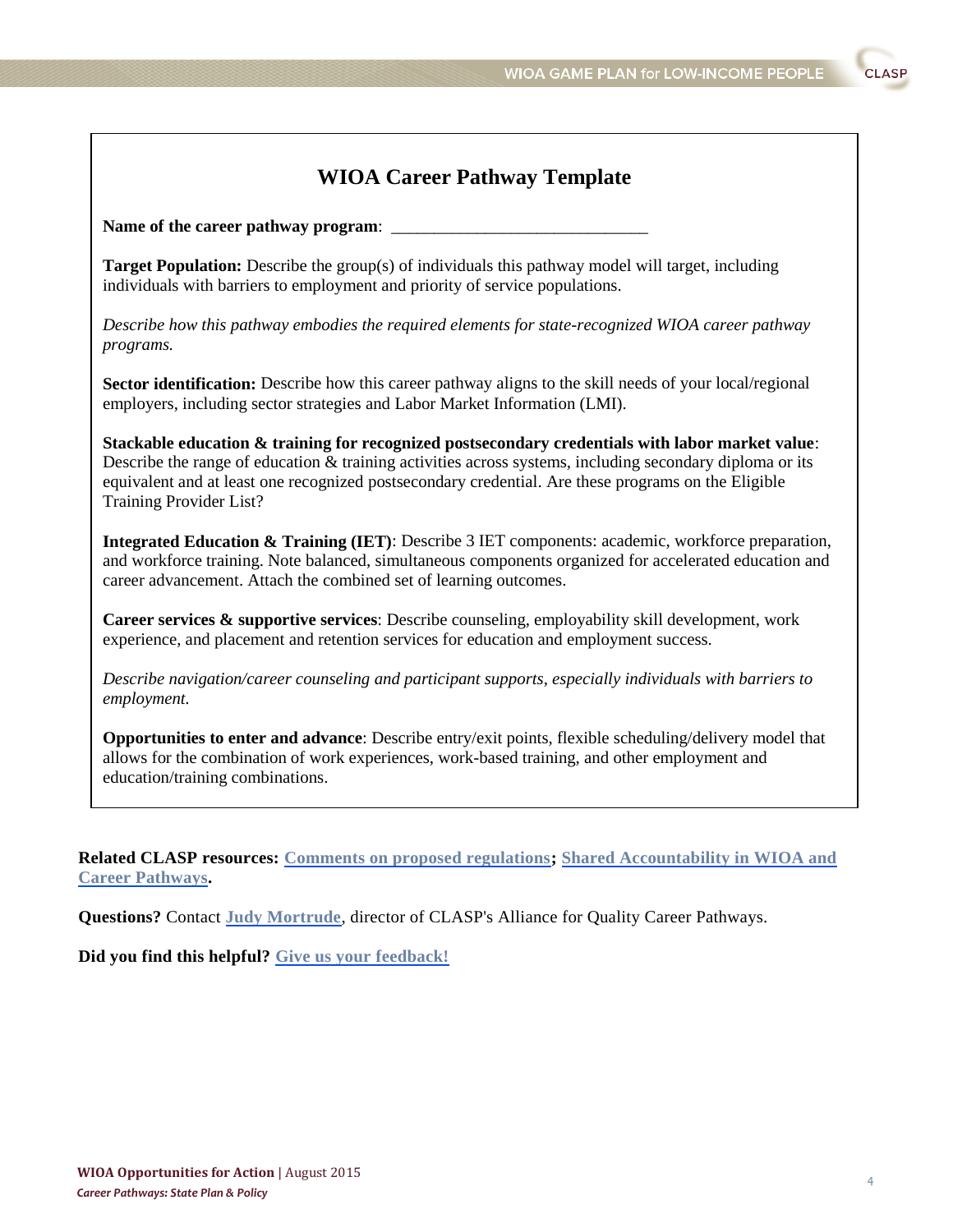## WIOA Career Pathway Template

**Name of the career pathway program**: ______________________________

**Target Population:** Describe the group(s) of individuals this pathway model will target, including individuals with barriers to employment and priority of service populations.

*Describe how this pathway embodies the required elements for state-recognized WIOA career pathway programs.*

**Sector identification:** Describe how this career pathway aligns to the skill needs of your local/regional employers, including sector strategies and Labor Market Information (LMI).

**Stackable education & training for recognized postsecondary credentials with labor market value**: Describe the range of education & training activities across systems, including secondary diploma or its equivalent and at least one recognized postsecondary credential. Are these programs on the Eligible Training Provider List?

**Integrated Education & Training (IET)**: Describe 3 IET components: academic, workforce preparation, and workforce training. Note balanced, simultaneous components organized for accelerated education and career advancement. Attach the combined set of learning outcomes.

**Career services & supportive services**: Describe counseling, employability skill development, work experience, and placement and retention services for education and employment success.

*Describe navigation/career counseling and participant supports, especially individuals with barriers to employment.*

**Opportunities to enter and advance**: Describe entry/exit points, flexible scheduling/delivery model that allows for the combination of work experiences, work-based training, and other employment and education/training combinations.

**Related CLASP resources: Comments on proposed regulations; Shared Accountability in WIOA and Career Pathways.**

**Questions?** Contact **Judy Mortrude**, director of CLASP's Alliance for Quality Career Pathways.

**Did you find this helpful? Give us your feedback!**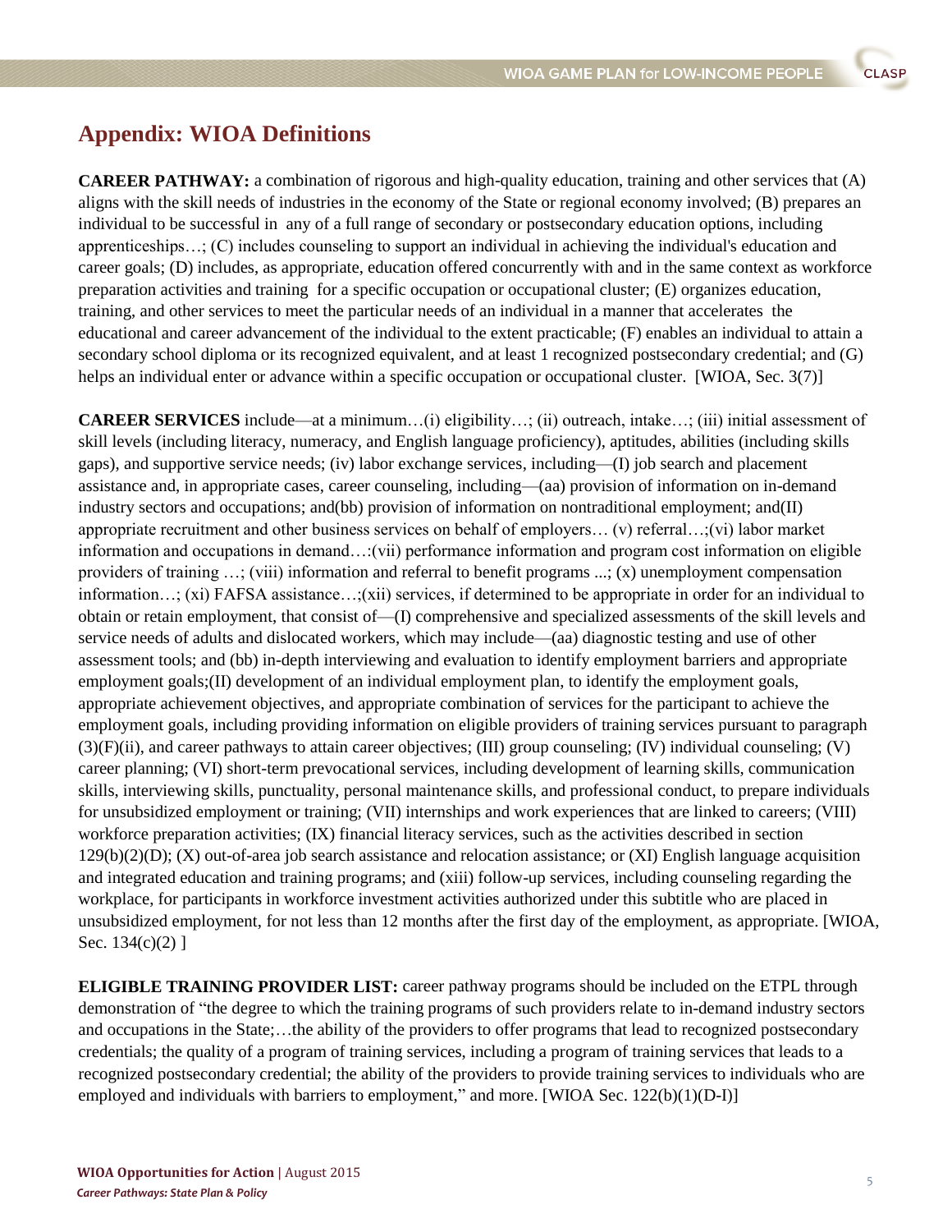## Appendix: WIOA Definitions

**CAREER PATHWAY:** a combination of rigorous and high-quality education, training and other services that (A) aligns with the skill needs of industries in the economy of the State or regional economy involved; (B) prepares an individual to be successful in any of a full range of secondary or postsecondary education options, including apprenticeships…; (C) includes counseling to support an individual in achieving the individual's education and career goals; (D) includes, as appropriate, education offered concurrently with and in the same context as workforce preparation activities and training for a specific occupation or occupational cluster; (E) organizes education, training, and other services to meet the particular needs of an individual in a manner that accelerates the educational and career advancement of the individual to the extent practicable; (F) enables an individual to attain a secondary school diploma or its recognized equivalent, and at least 1 recognized postsecondary credential; and (G) helps an individual enter or advance within a specific occupation or occupational cluster. [WIOA, Sec. 3(7)]

**CAREER SERVICES** include—at a minimum…(i) eligibility…; (ii) outreach, intake…; (iii) initial assessment of skill levels (including literacy, numeracy, and English language proficiency), aptitudes, abilities (including skills gaps), and supportive service needs; (iv) labor exchange services, including—(I) job search and placement assistance and, in appropriate cases, career counseling, including—(aa) provision of information on in-demand industry sectors and occupations; and(bb) provision of information on nontraditional employment; and(II) appropriate recruitment and other business services on behalf of employers… (v) referral…;(vi) labor market information and occupations in demand…:(vii) performance information and program cost information on eligible providers of training …; (viii) information and referral to benefit programs ...; (x) unemployment compensation information…; (xi) FAFSA assistance…;(xii) services, if determined to be appropriate in order for an individual to obtain or retain employment, that consist of—(I) comprehensive and specialized assessments of the skill levels and service needs of adults and dislocated workers, which may include—(aa) diagnostic testing and use of other assessment tools; and (bb) in-depth interviewing and evaluation to identify employment barriers and appropriate employment goals;(II) development of an individual employment plan, to identify the employment goals, appropriate achievement objectives, and appropriate combination of services for the participant to achieve the employment goals, including providing information on eligible providers of training services pursuant to paragraph (3)(F)(ii), and career pathways to attain career objectives; (III) group counseling; (IV) individual counseling; (V) career planning; (VI) short-term prevocational services, including development of learning skills, communication skills, interviewing skills, punctuality, personal maintenance skills, and professional conduct, to prepare individuals for unsubsidized employment or training; (VII) internships and work experiences that are linked to careers; (VIII) workforce preparation activities; (IX) financial literacy services, such as the activities described in section 129(b)(2)(D); (X) out-of-area job search assistance and relocation assistance; or (XI) English language acquisition and integrated education and training programs; and (xiii) follow-up services, including counseling regarding the workplace, for participants in workforce investment activities authorized under this subtitle who are placed in unsubsidized employment, for not less than 12 months after the first day of the employment, as appropriate. [WIOA, Sec. 134(c)(2) ]

**ELIGIBLE TRAINING PROVIDER LIST:** career pathway programs should be included on the ETPL through demonstration of "the degree to which the training programs of such providers relate to in-demand industry sectors and occupations in the State;…the ability of the providers to offer programs that lead to recognized postsecondary credentials; the quality of a program of training services, including a program of training services that leads to a recognized postsecondary credential; the ability of the providers to provide training services to individuals who are employed and individuals with barriers to employment," and more. [WIOA Sec. 122(b)(1)(D-I)]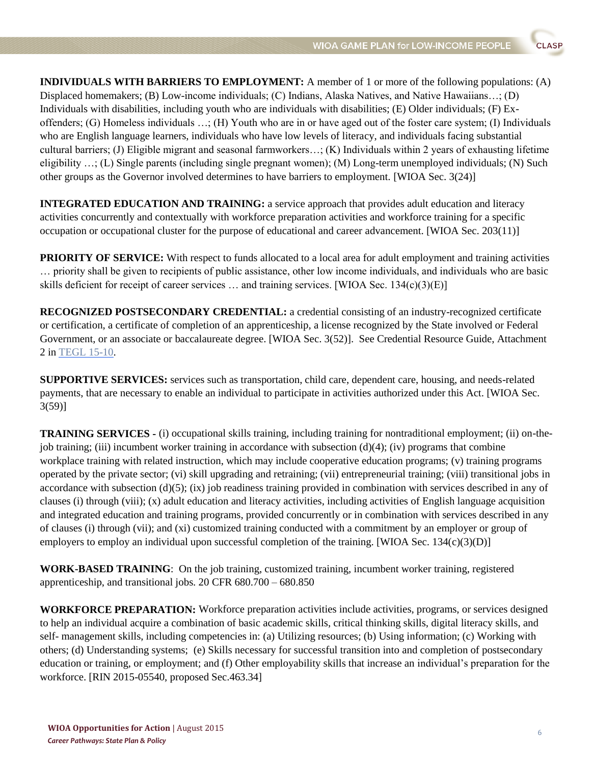**INDIVIDUALS WITH BARRIERS TO EMPLOYMENT:** A member of 1 or more of the following populations: (A) Displaced homemakers; (B) Low-income individuals; (C) Indians, Alaska Natives, and Native Hawaiians…; (D) Individuals with disabilities, including youth who are individuals with disabilities; (E) Older individuals; (F) Ex-offenders; (G) Homeless individuals …; (H) Youth who are in or have aged out of the foster care system; (I) Individuals who are English language learners, individuals who have low levels of literacy, and individuals facing substantial cultural barriers; (J) Eligible migrant and seasonal farmworkers…; (K) Individuals within 2 years of exhausting lifetime eligibility …; (L) Single parents (including single pregnant women); (M) Long-term unemployed individuals; (N) Such other groups as the Governor involved determines to have barriers to employment. [WIOA Sec. 3(24)]

**INTEGRATED EDUCATION AND TRAINING:** a service approach that provides adult education and literacy activities concurrently and contextually with workforce preparation activities and workforce training for a specific occupation or occupational cluster for the purpose of educational and career advancement. [WIOA Sec. 203(11)]

**PRIORITY OF SERVICE:** With respect to funds allocated to a local area for adult employment and training activities … priority shall be given to recipients of public assistance, other low income individuals, and individuals who are basic skills deficient for receipt of career services … and training services. [WIOA Sec. 134(c)(3)(E)]

**RECOGNIZED POSTSECONDARY CREDENTIAL:** a credential consisting of an industry-recognized certificate or certification, a certificate of completion of an apprenticeship, a license recognized by the State involved or Federal Government, or an associate or baccalaureate degree. [WIOA Sec. 3(52)]. See Credential Resource Guide, Attachment 2 in TEGL 15-10.

**SUPPORTIVE SERVICES:** services such as transportation, child care, dependent care, housing, and needs-related payments, that are necessary to enable an individual to participate in activities authorized under this Act. [WIOA Sec. 3(59)]

**TRAINING SERVICES -** (i) occupational skills training, including training for nontraditional employment; (ii) on-the-job training; (iii) incumbent worker training in accordance with subsection (d)(4); (iv) programs that combine workplace training with related instruction, which may include cooperative education programs; (v) training programs operated by the private sector; (vi) skill upgrading and retraining; (vii) entrepreneurial training; (viii) transitional jobs in accordance with subsection (d)(5); (ix) job readiness training provided in combination with services described in any of clauses (i) through (viii); (x) adult education and literacy activities, including activities of English language acquisition and integrated education and training programs, provided concurrently or in combination with services described in any of clauses (i) through (vii); and (xi) customized training conducted with a commitment by an employer or group of employers to employ an individual upon successful completion of the training. [WIOA Sec. 134(c)(3)(D)]

**WORK-BASED TRAINING**: On the job training, customized training, incumbent worker training, registered apprenticeship, and transitional jobs. 20 CFR 680.700 – 680.850

**WORKFORCE PREPARATION:** Workforce preparation activities include activities, programs, or services designed to help an individual acquire a combination of basic academic skills, critical thinking skills, digital literacy skills, and self- management skills, including competencies in: (a) Utilizing resources; (b) Using information; (c) Working with others; (d) Understanding systems; (e) Skills necessary for successful transition into and completion of postsecondary education or training, or employment; and (f) Other employability skills that increase an individual's preparation for the workforce. [RIN 2015-05540, proposed Sec.463.34]